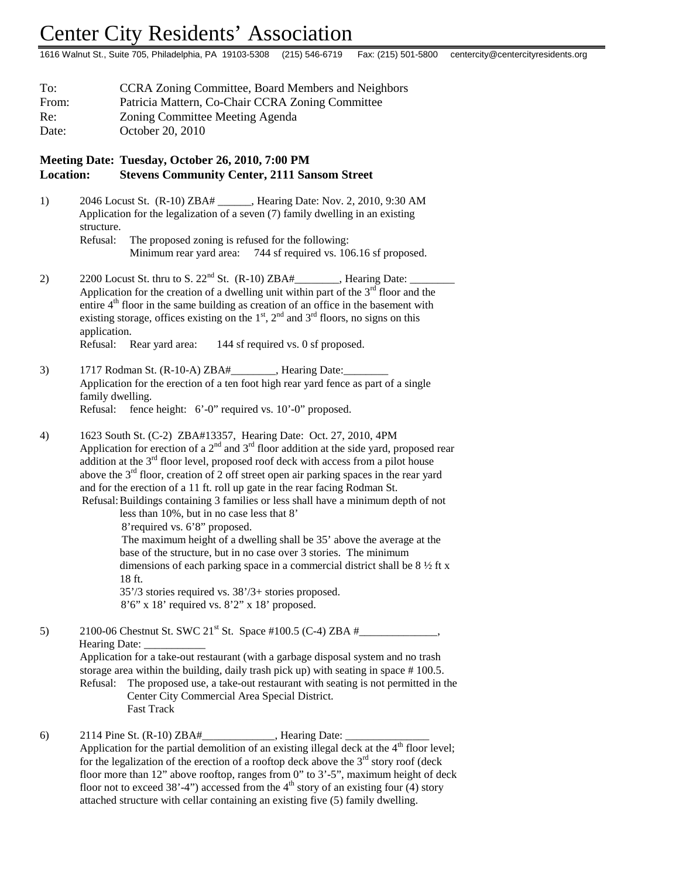# Center City Residents' Association

1616 Walnut St., Suite 705, Philadelphia, PA 19103-5308 (215) 546-6719 Fax: (215) 501-5800 centercity@centercityresidents.org

To: CCRA Zoning Committee, Board Members and Neighbors
From: Patricia Mattern, Co-Chair CCRA Zoning Committee
Re: Zoning Committee Meeting Agenda
Date: October 20, 2010

**Meeting Date: Tuesday, October 26, 2010, 7:00 PM**
**Location: Stevens Community Center, 2111 Sansom Street**

1) 2046 Locust St. (R-10) ZBA# ______, Hearing Date: Nov. 2, 2010, 9:30 AM
Application for the legalization of a seven (7) family dwelling in an existing structure.
Refusal: The proposed zoning is refused for the following:
Minimum rear yard area: 744 sf required vs. 106.16 sf proposed.

2) 2200 Locust St. thru to S. 22nd St. (R-10) ZBA#________, Hearing Date: ________
Application for the creation of a dwelling unit within part of the 3rd floor and the entire 4th floor in the same building as creation of an office in the basement with existing storage, offices existing on the 1st, 2nd and 3rd floors, no signs on this application.
Refusal: Rear yard area: 144 sf required vs. 0 sf proposed.

3) 1717 Rodman St. (R-10-A) ZBA#________, Hearing Date:________
Application for the erection of a ten foot high rear yard fence as part of a single family dwelling.
Refusal: fence height: 6'-0" required vs. 10'-0" proposed.

4) 1623 South St. (C-2) ZBA#13357, Hearing Date: Oct. 27, 2010, 4PM
Application for erection of a 2nd and 3rd floor addition at the side yard, proposed rear addition at the 3rd floor level, proposed roof deck with access from a pilot house above the 3rd floor, creation of 2 off street open air parking spaces in the rear yard and for the erection of a 11 ft. roll up gate in the rear facing Rodman St.
Refusal: Buildings containing 3 families or less shall have a minimum depth of not less than 10%, but in no case less that 8'
8'required vs. 6'8" proposed.
The maximum height of a dwelling shall be 35' above the average at the base of the structure, but in no case over 3 stories. The minimum dimensions of each parking space in a commercial district shall be 8 ½ ft x 18 ft.
35'/3 stories required vs. 38'/3+ stories proposed.
8'6" x 18' required vs. 8'2" x 18' proposed.

5) 2100-06 Chestnut St. SWC 21st St. Space #100.5 (C-4) ZBA #______________, Hearing Date: ___________
Application for a take-out restaurant (with a garbage disposal system and no trash storage area within the building, daily trash pick up) with seating in space # 100.5.
Refusal: The proposed use, a take-out restaurant with seating is not permitted in the Center City Commercial Area Special District.
Fast Track

6) 2114 Pine St. (R-10) ZBA#_____________, Hearing Date: _______________
Application for the partial demolition of an existing illegal deck at the 4th floor level; for the legalization of the erection of a rooftop deck above the 3rd story roof (deck floor more than 12" above rooftop, ranges from 0" to 3'-5", maximum height of deck floor not to exceed 38'-4") accessed from the 4th story of an existing four (4) story attached structure with cellar containing an existing five (5) family dwelling.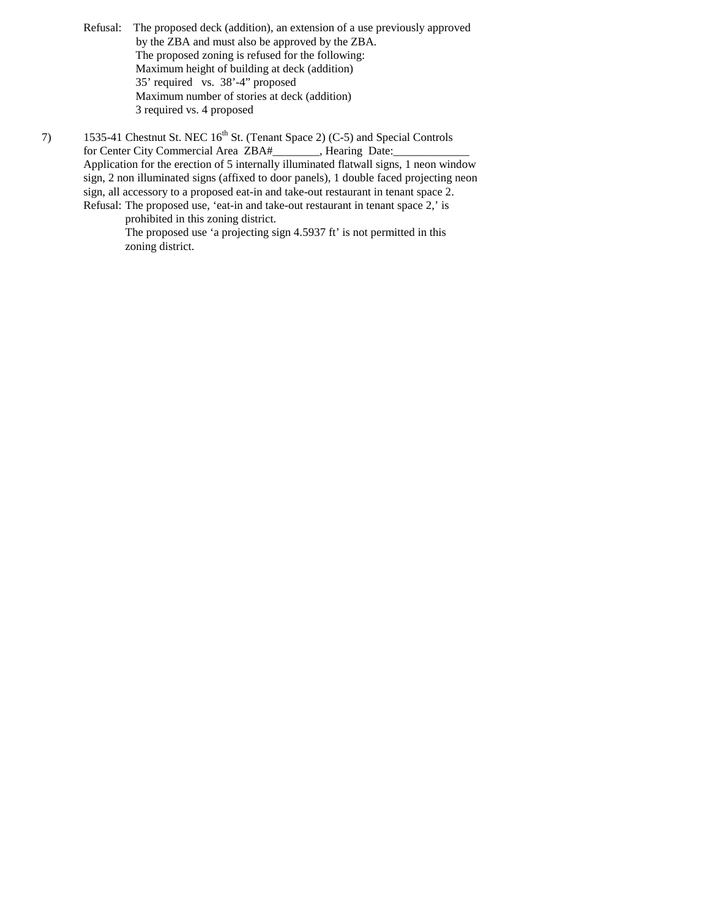Refusal: The proposed deck (addition), an extension of a use previously approved by the ZBA and must also be approved by the ZBA.
The proposed zoning is refused for the following:
Maximum height of building at deck (addition)
35' required vs. 38'-4" proposed
Maximum number of stories at deck (addition)
3 required vs. 4 proposed

7) 1535-41 Chestnut St. NEC 16th St. (Tenant Space 2) (C-5) and Special Controls for Center City Commercial Area ZBA#________, Hearing Date:_____________
Application for the erection of 5 internally illuminated flatwall signs, 1 neon window sign, 2 non illuminated signs (affixed to door panels), 1 double faced projecting neon sign, all accessory to a proposed eat-in and take-out restaurant in tenant space 2.
Refusal: The proposed use, 'eat-in and take-out restaurant in tenant space 2,' is prohibited in this zoning district.
The proposed use 'a projecting sign 4.5937 ft' is not permitted in this zoning district.